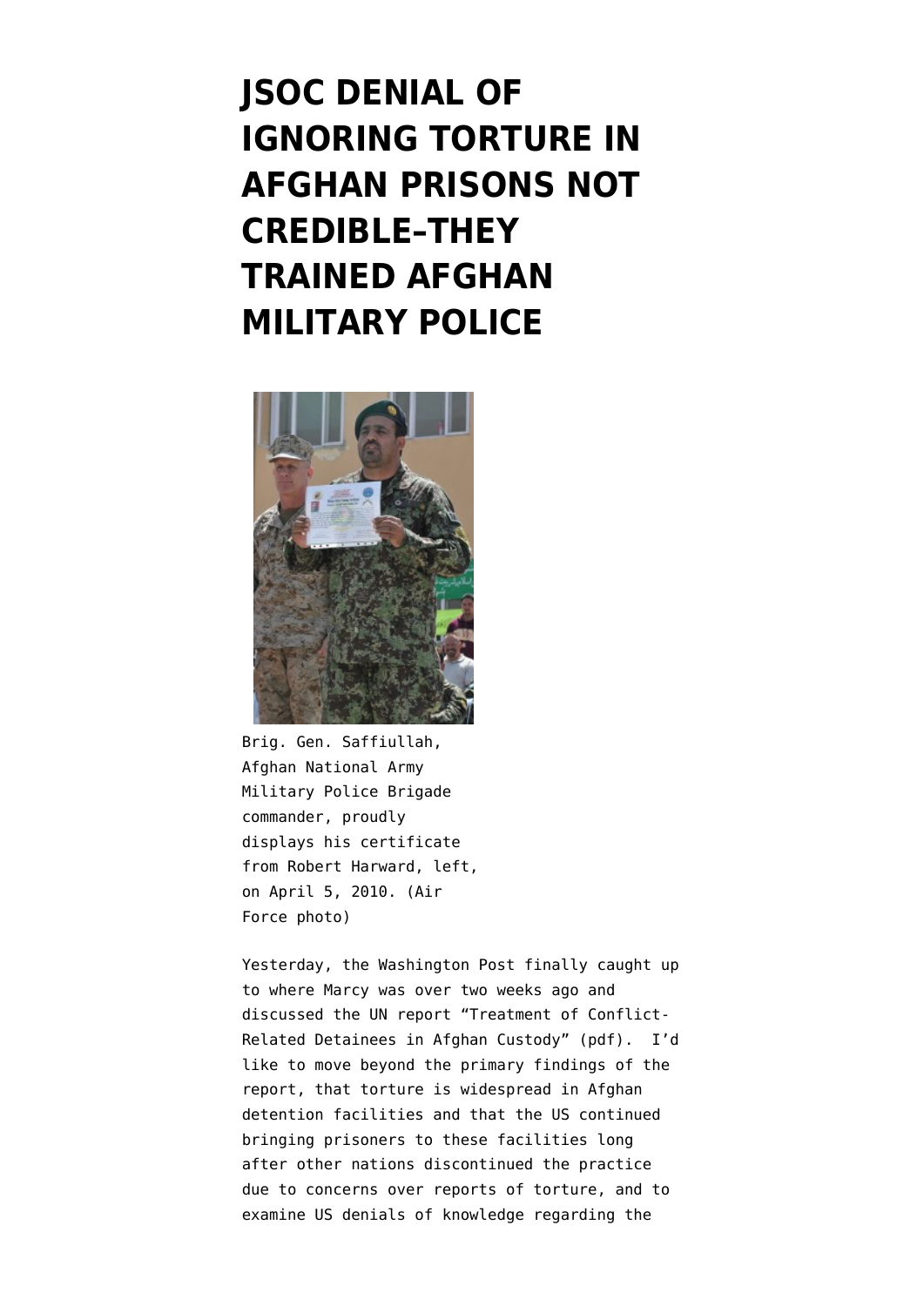# JSOC DENIAL OF IGNORING TORTURE IN AFGHAN PRISONS NOT CREDIBLE–THEY TRAINED AFGHAN MILITARY POLICE

Brig. Gen. Saffiullah, Afghan National Army Military Police Brigade commander, proudly displays his certificate from Robert Harward, left, on April 5, 2010. (Air Force photo)

Yesterday, the Washington Post finally caught up to where Marcy was over two weeks ago and discussed the UN report "Treatment of Conflict-Related Detainees in Afghan Custody" (pdf). I'd like to move beyond the primary findings of the report, that torture is widespread in Afghan detention facilities and that the US continued bringing prisoners to these facilities long after other nations discontinued the practice due to concerns over reports of torture, and to examine US denials of knowledge regarding the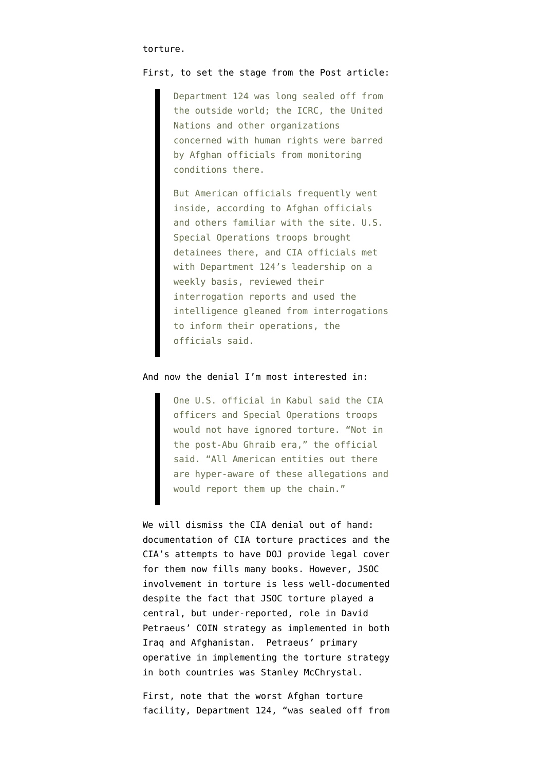torture.

First, to set the stage from the Post article:

> Department 124 was long sealed off from the outside world; the ICRC, the United Nations and other organizations concerned with human rights were barred by Afghan officials from monitoring conditions there.
>
> But American officials frequently went inside, according to Afghan officials and others familiar with the site. U.S. Special Operations troops brought detainees there, and CIA officials met with Department 124's leadership on a weekly basis, reviewed their interrogation reports and used the intelligence gleaned from interrogations to inform their operations, the officials said.

And now the denial I'm most interested in:

> One U.S. official in Kabul said the CIA officers and Special Operations troops would not have ignored torture. "Not in the post-Abu Ghraib era," the official said. "All American entities out there are hyper-aware of these allegations and would report them up the chain."

We will dismiss the CIA denial out of hand: documentation of CIA torture practices and the CIA's attempts to have DOJ provide legal cover for them now fills many books. However, JSOC involvement in torture is less well-documented despite the fact that JSOC torture played a central, but under-reported, role in David Petraeus' COIN strategy as implemented in both Iraq and Afghanistan. Petraeus' primary operative in implementing the torture strategy in both countries was Stanley McChrystal.

First, note that the worst Afghan torture facility, Department 124, "was sealed off from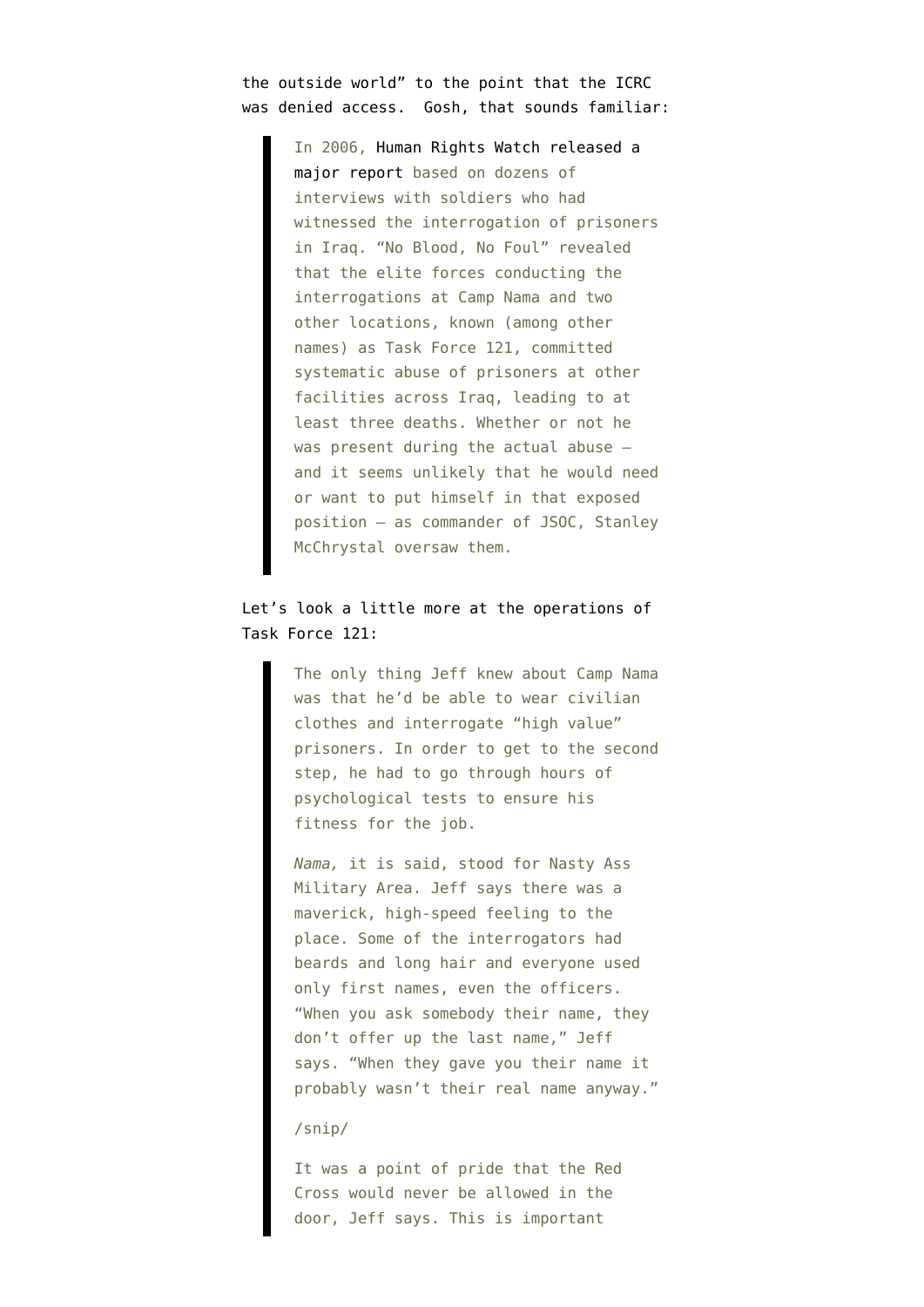the outside world" to the point that the ICRC was denied access. Gosh, that sounds familiar:

> In 2006, Human Rights Watch released a major report based on dozens of interviews with soldiers who had witnessed the interrogation of prisoners in Iraq. "No Blood, No Foul" revealed that the elite forces conducting the interrogations at Camp Nama and two other locations, known (among other names) as Task Force 121, committed systematic abuse of prisoners at other facilities across Iraq, leading to at least three deaths. Whether or not he was present during the actual abuse — and it seems unlikely that he would need or want to put himself in that exposed position — as commander of JSOC, Stanley McChrystal oversaw them.

Let's look a little more at the operations of Task Force 121:

> The only thing Jeff knew about Camp Nama was that he'd be able to wear civilian clothes and interrogate "high value" prisoners. In order to get to the second step, he had to go through hours of psychological tests to ensure his fitness for the job.
>
> *Nama,* it is said, stood for Nasty Ass Military Area. Jeff says there was a maverick, high-speed feeling to the place. Some of the interrogators had beards and long hair and everyone used only first names, even the officers. "When you ask somebody their name, they don't offer up the last name," Jeff says. "When they gave you their name it probably wasn't their real name anyway."
>
> /snip/
>
> It was a point of pride that the Red Cross would never be allowed in the door, Jeff says. This is important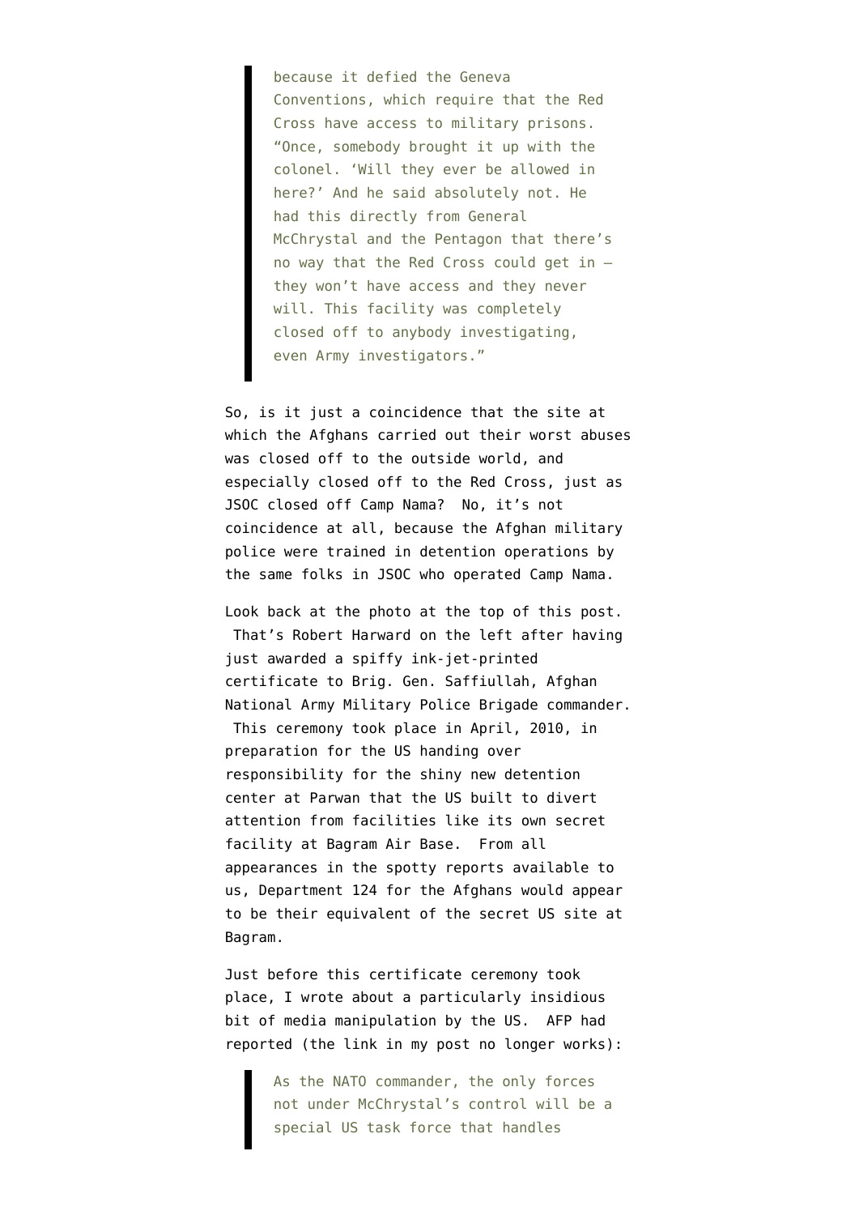> because it defied the Geneva Conventions, which require that the Red Cross have access to military prisons. "Once, somebody brought it up with the colonel. 'Will they ever be allowed in here?' And he said absolutely not. He had this directly from General McChrystal and the Pentagon that there's no way that the Red Cross could get in — they won't have access and they never will. This facility was completely closed off to anybody investigating, even Army investigators."

So, is it just a coincidence that the site at which the Afghans carried out their worst abuses was closed off to the outside world, and especially closed off to the Red Cross, just as JSOC closed off Camp Nama? No, it's not coincidence at all, because the Afghan military police were trained in detention operations by the same folks in JSOC who operated Camp Nama.

Look back at the photo at the top of this post. That's Robert Harward on the left after having just awarded a spiffy ink-jet-printed certificate to Brig. Gen. Saffiullah, Afghan National Army Military Police Brigade commander. This ceremony took place in April, 2010, in preparation for the US handing over responsibility for the shiny new detention center at Parwan that the US built to divert attention from facilities like its own secret facility at Bagram Air Base. From all appearances in the spotty reports available to us, Department 124 for the Afghans would appear to be their equivalent of the secret US site at Bagram.

Just before this certificate ceremony took place, I wrote about a particularly insidious bit of media manipulation by the US. AFP had reported (the link in my post no longer works):

> As the NATO commander, the only forces not under McChrystal's control will be a special US task force that handles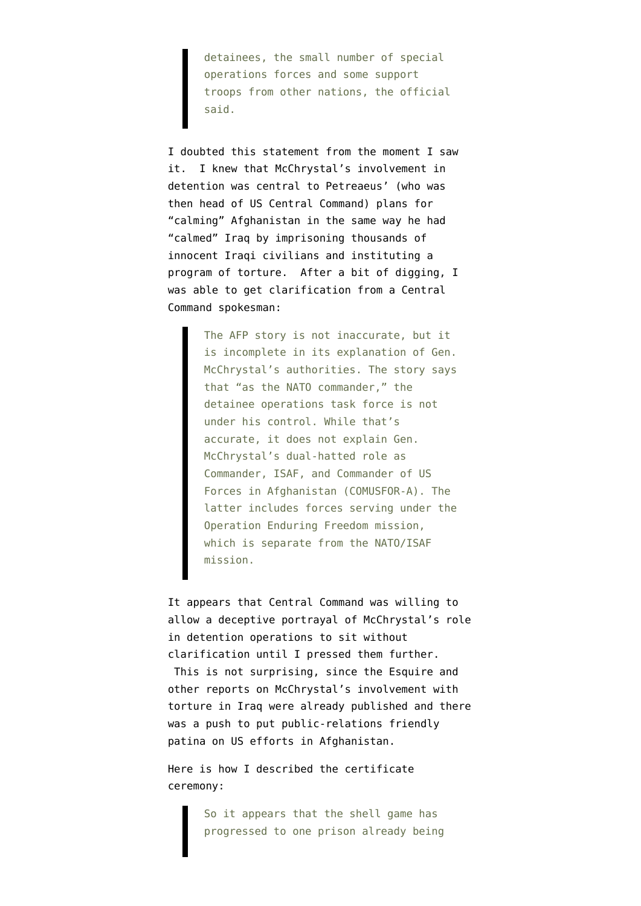> detainees, the small number of special operations forces and some support troops from other nations, the official said.

I doubted this statement from the moment I saw it. I knew that McChrystal's involvement in detention was central to Petreaeus' (who was then head of US Central Command) plans for "calming" Afghanistan in the same way he had "calmed" Iraq by imprisoning thousands of innocent Iraqi civilians and instituting a program of torture. After a bit of digging, I was able to get clarification from a Central Command spokesman:

> The AFP story is not inaccurate, but it is incomplete in its explanation of Gen. McChrystal's authorities. The story says that "as the NATO commander," the detainee operations task force is not under his control. While that's accurate, it does not explain Gen. McChrystal's dual-hatted role as Commander, ISAF, and Commander of US Forces in Afghanistan (COMUSFOR-A). The latter includes forces serving under the Operation Enduring Freedom mission, which is separate from the NATO/ISAF mission.

It appears that Central Command was willing to allow a deceptive portrayal of McChrystal's role in detention operations to sit without clarification until I pressed them further. This is not surprising, since the Esquire and other reports on McChrystal's involvement with torture in Iraq were already published and there was a push to put public-relations friendly patina on US efforts in Afghanistan.

Here is how I described the certificate ceremony:

> So it appears that the shell game has progressed to one prison already being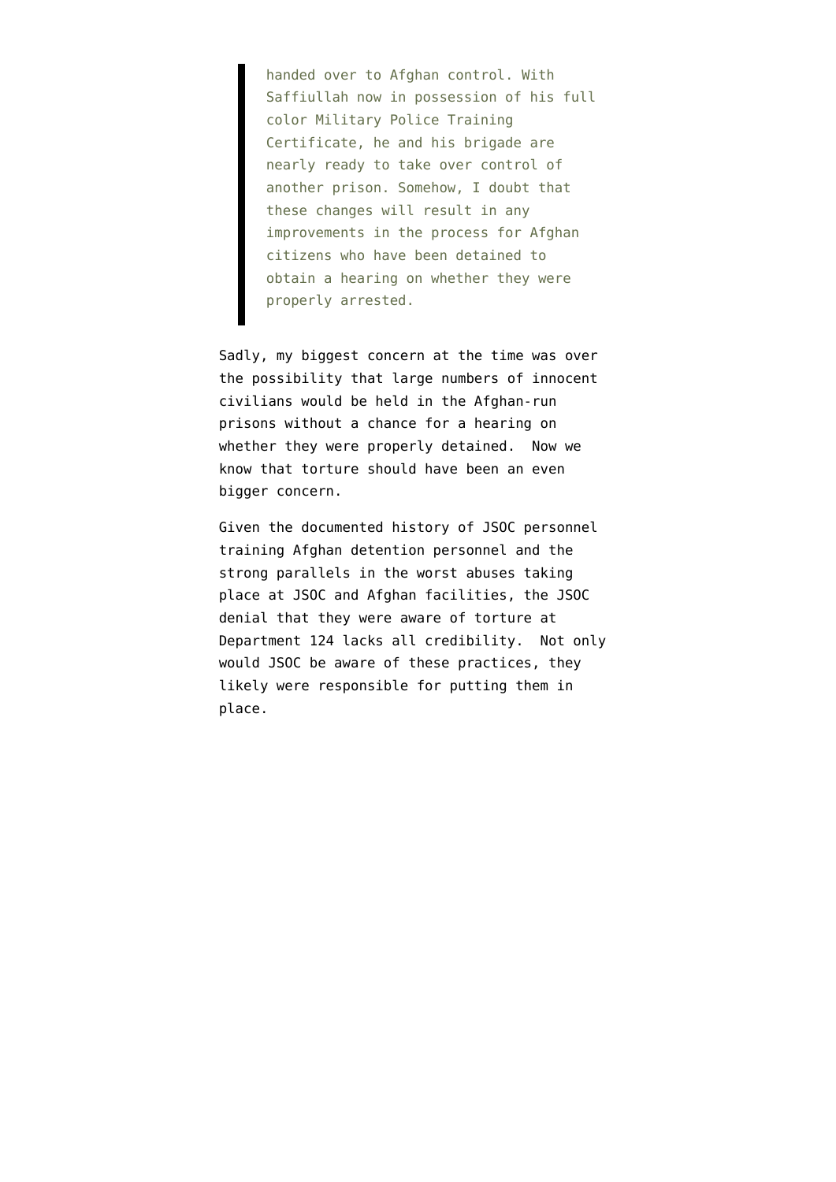> handed over to Afghan control. With Saffiullah now in possession of his full color Military Police Training Certificate, he and his brigade are nearly ready to take over control of another prison. Somehow, I doubt that these changes will result in any improvements in the process for Afghan citizens who have been detained to obtain a hearing on whether they were properly arrested.

Sadly, my biggest concern at the time was over the possibility that large numbers of innocent civilians would be held in the Afghan-run prisons without a chance for a hearing on whether they were properly detained. Now we know that torture should have been an even bigger concern.

Given the documented history of JSOC personnel training Afghan detention personnel and the strong parallels in the worst abuses taking place at JSOC and Afghan facilities, the JSOC denial that they were aware of torture at Department 124 lacks all credibility. Not only would JSOC be aware of these practices, they likely were responsible for putting them in place.